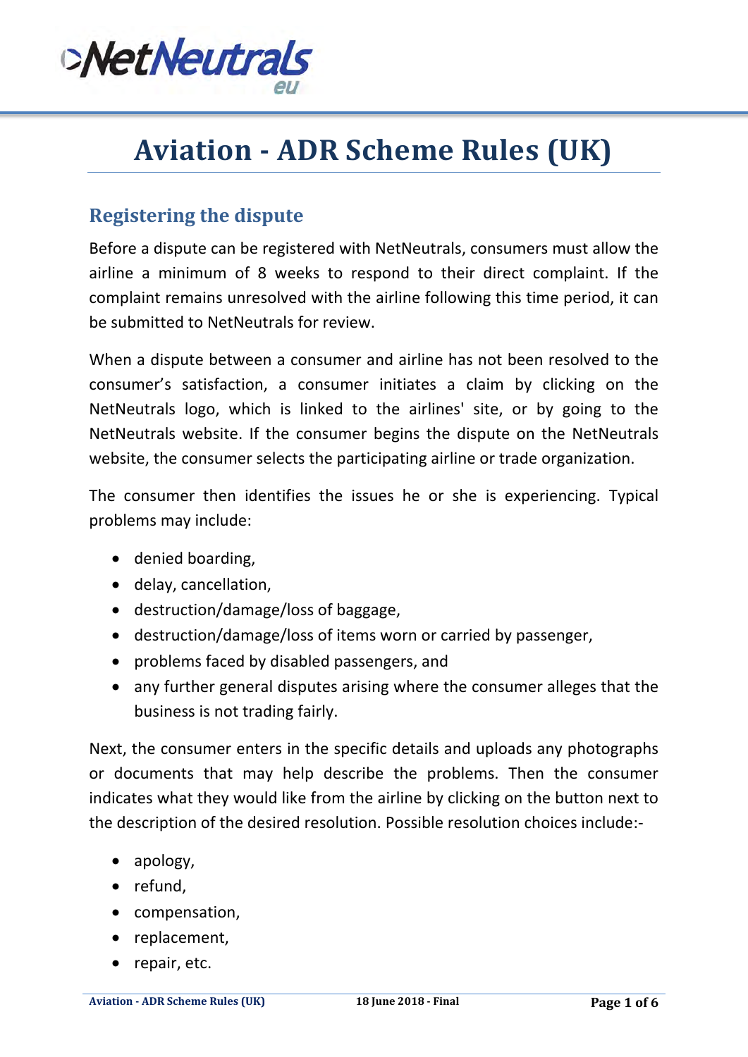# Aviation - ADR Scheme Rules (UK)

## Registering the dispute

Before a dispute can be registered with NetNeutrals, consumers must allow the airline a minimum of 8 weeks to respond to their direct complaint. If the complaint remains unresolved with the airline following this time period, it can be submitted to NetNeutrals for review.

When a dispute between a consumer and airline has not been resolved to the consumer's satisfaction, a consumer initiates a claim by clicking on the NetNeutrals logo, which is linked to the airlines' site, or by going to the NetNeutrals website. If the consumer begins the dispute on the NetNeutrals website, the consumer selects the participating airline or trade organization.

The consumer then identifies the issues he or she is experiencing. Typical problems may include:

- denied boarding,
- delay, cancellation,
- destruction/damage/loss of baggage,
- destruction/damage/loss of items worn or carried by passenger,
- problems faced by disabled passengers, and
- any further general disputes arising where the consumer alleges that the business is not trading fairly.

Next, the consumer enters in the specific details and uploads any photographs or documents that may help describe the problems. Then the consumer indicates what they would like from the airline by clicking on the button next to the description of the desired resolution. Possible resolution choices include:-

- apology,
- refund,
- compensation,
- replacement,
- repair, etc.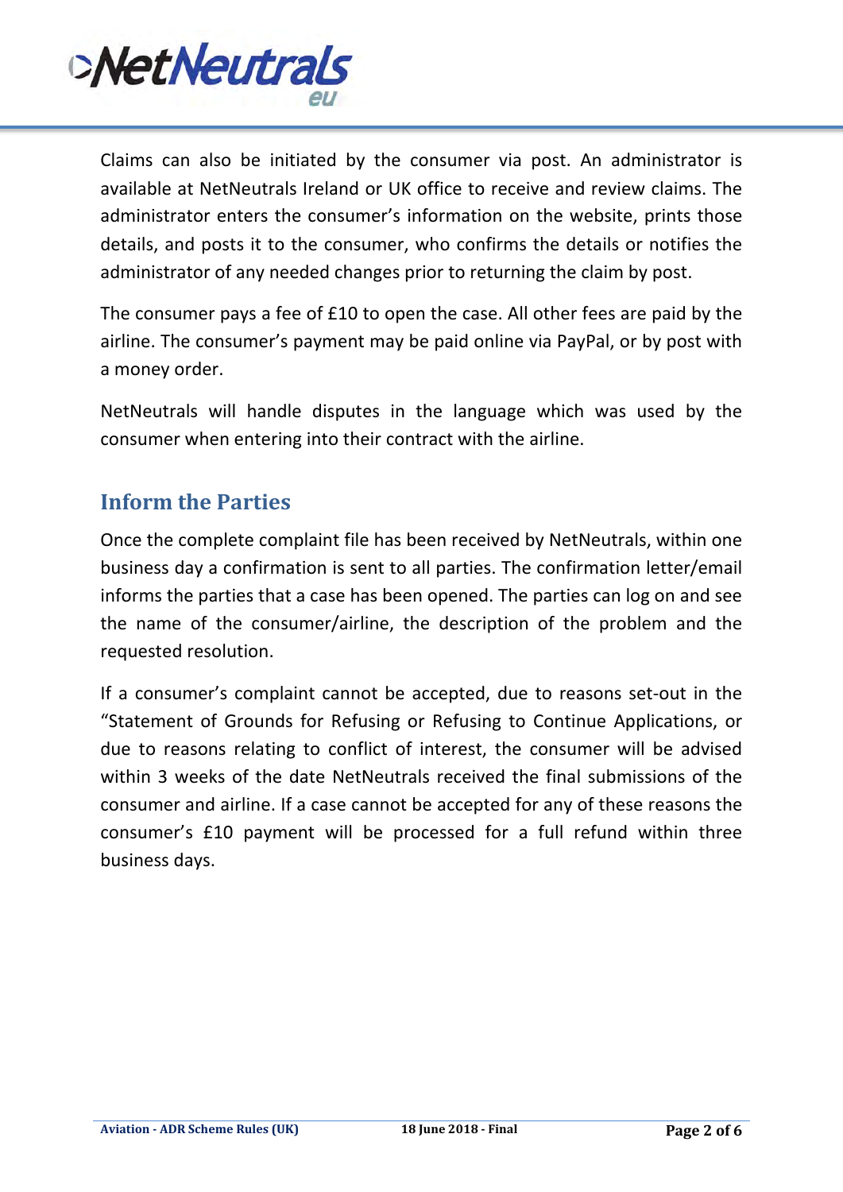Claims can also be initiated by the consumer via post. An administrator is available at NetNeutrals Ireland or UK office to receive and review claims. The administrator enters the consumer's information on the website, prints those details, and posts it to the consumer, who confirms the details or notifies the administrator of any needed changes prior to returning the claim by post.

The consumer pays a fee of £10 to open the case. All other fees are paid by the airline. The consumer's payment may be paid online via PayPal, or by post with a money order.

NetNeutrals will handle disputes in the language which was used by the consumer when entering into their contract with the airline.

## Inform the Parties

Once the complete complaint file has been received by NetNeutrals, within one business day a confirmation is sent to all parties. The confirmation letter/email informs the parties that a case has been opened. The parties can log on and see the name of the consumer/airline, the description of the problem and the requested resolution.

If a consumer's complaint cannot be accepted, due to reasons set-out in the "Statement of Grounds for Refusing or Refusing to Continue Applications, or due to reasons relating to conflict of interest, the consumer will be advised within 3 weeks of the date NetNeutrals received the final submissions of the consumer and airline. If a case cannot be accepted for any of these reasons the consumer's £10 payment will be processed for a full refund within three business days.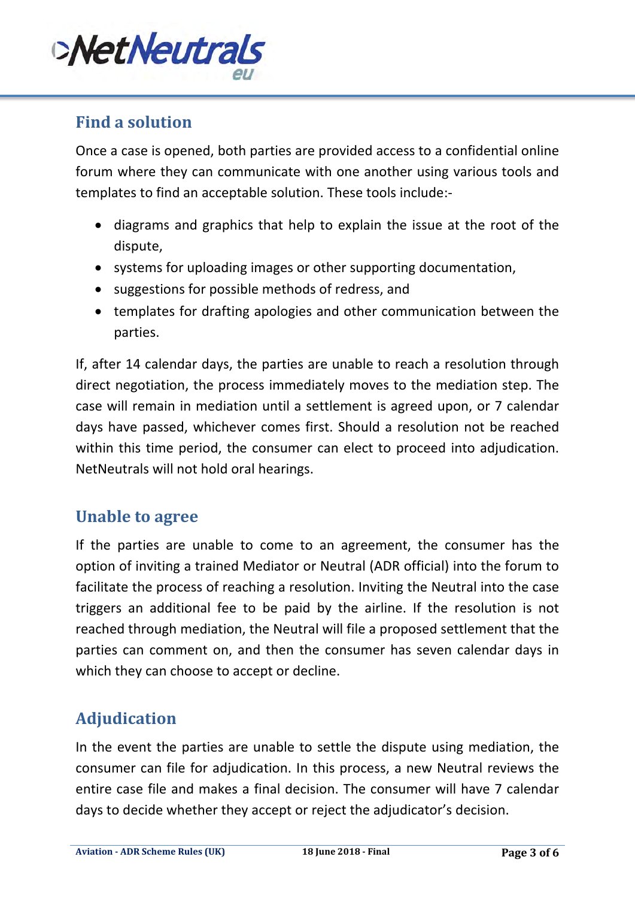## Find a solution

Once a case is opened, both parties are provided access to a confidential online forum where they can communicate with one another using various tools and templates to find an acceptable solution. These tools include:-

- diagrams and graphics that help to explain the issue at the root of the dispute,
- systems for uploading images or other supporting documentation,
- suggestions for possible methods of redress, and
- templates for drafting apologies and other communication between the parties.

If, after 14 calendar days, the parties are unable to reach a resolution through direct negotiation, the process immediately moves to the mediation step. The case will remain in mediation until a settlement is agreed upon, or 7 calendar days have passed, whichever comes first. Should a resolution not be reached within this time period, the consumer can elect to proceed into adjudication. NetNeutrals will not hold oral hearings.

## Unable to agree

If the parties are unable to come to an agreement, the consumer has the option of inviting a trained Mediator or Neutral (ADR official) into the forum to facilitate the process of reaching a resolution. Inviting the Neutral into the case triggers an additional fee to be paid by the airline. If the resolution is not reached through mediation, the Neutral will file a proposed settlement that the parties can comment on, and then the consumer has seven calendar days in which they can choose to accept or decline.

## Adjudication

In the event the parties are unable to settle the dispute using mediation, the consumer can file for adjudication. In this process, a new Neutral reviews the entire case file and makes a final decision. The consumer will have 7 calendar days to decide whether they accept or reject the adjudicator's decision.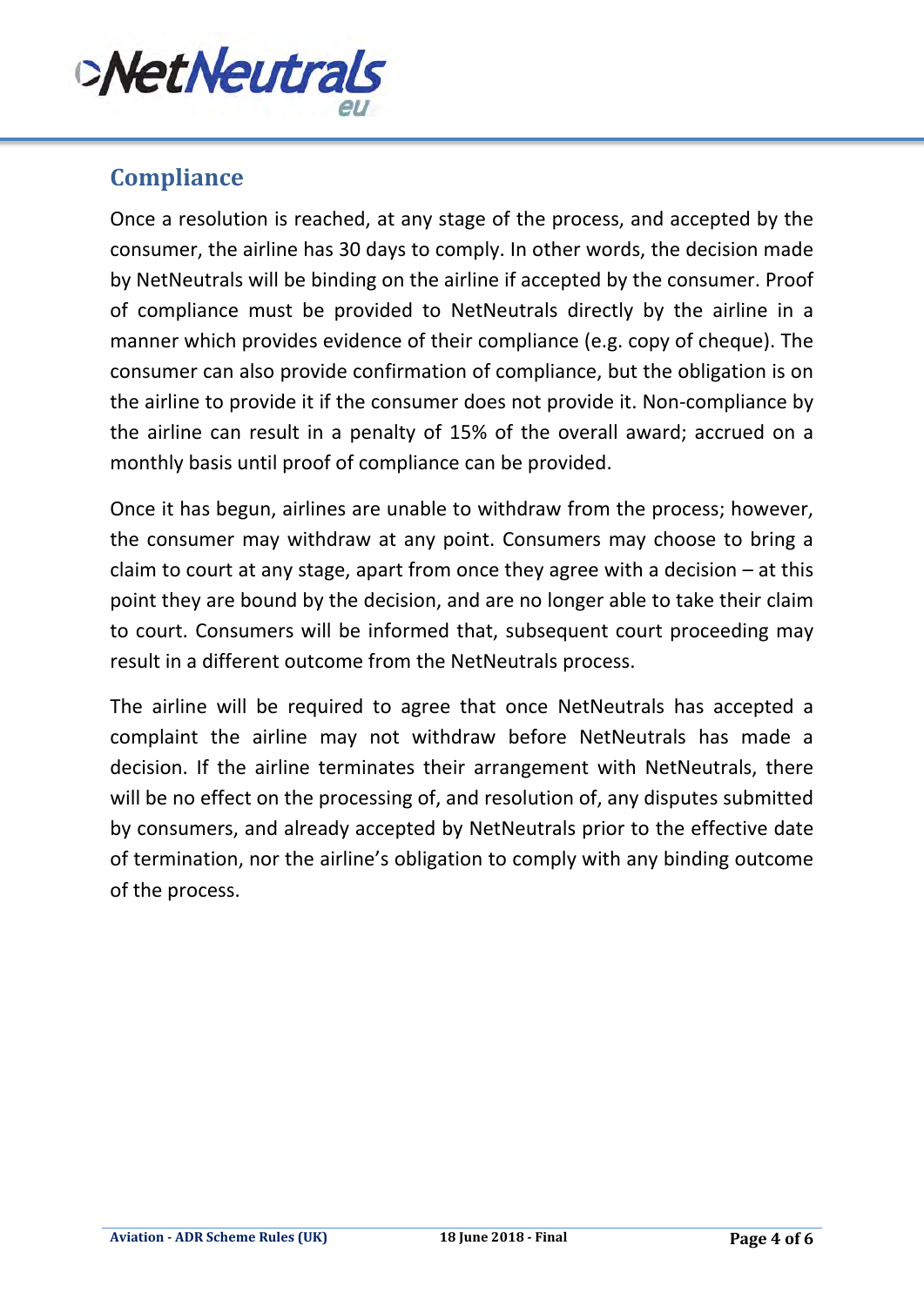## Compliance

Once a resolution is reached, at any stage of the process, and accepted by the consumer, the airline has 30 days to comply. In other words, the decision made by NetNeutrals will be binding on the airline if accepted by the consumer. Proof of compliance must be provided to NetNeutrals directly by the airline in a manner which provides evidence of their compliance (e.g. copy of cheque). The consumer can also provide confirmation of compliance, but the obligation is on the airline to provide it if the consumer does not provide it. Non-compliance by the airline can result in a penalty of 15% of the overall award; accrued on a monthly basis until proof of compliance can be provided.

Once it has begun, airlines are unable to withdraw from the process; however, the consumer may withdraw at any point. Consumers may choose to bring a claim to court at any stage, apart from once they agree with a decision – at this point they are bound by the decision, and are no longer able to take their claim to court. Consumers will be informed that, subsequent court proceeding may result in a different outcome from the NetNeutrals process.

The airline will be required to agree that once NetNeutrals has accepted a complaint the airline may not withdraw before NetNeutrals has made a decision. If the airline terminates their arrangement with NetNeutrals, there will be no effect on the processing of, and resolution of, any disputes submitted by consumers, and already accepted by NetNeutrals prior to the effective date of termination, nor the airline's obligation to comply with any binding outcome of the process.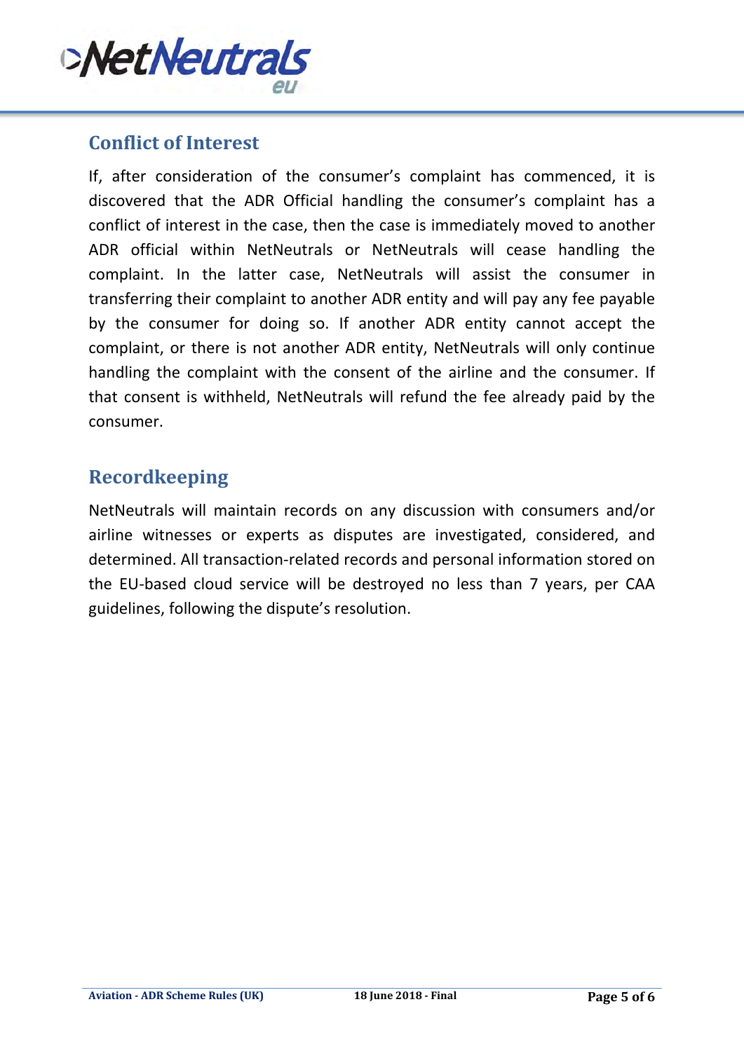## Conflict of Interest

If, after consideration of the consumer's complaint has commenced, it is discovered that the ADR Official handling the consumer's complaint has a conflict of interest in the case, then the case is immediately moved to another ADR official within NetNeutrals or NetNeutrals will cease handling the complaint. In the latter case, NetNeutrals will assist the consumer in transferring their complaint to another ADR entity and will pay any fee payable by the consumer for doing so. If another ADR entity cannot accept the complaint, or there is not another ADR entity, NetNeutrals will only continue handling the complaint with the consent of the airline and the consumer. If that consent is withheld, NetNeutrals will refund the fee already paid by the consumer.

## Recordkeeping

NetNeutrals will maintain records on any discussion with consumers and/or airline witnesses or experts as disputes are investigated, considered, and determined. All transaction-related records and personal information stored on the EU-based cloud service will be destroyed no less than 7 years, per CAA guidelines, following the dispute's resolution.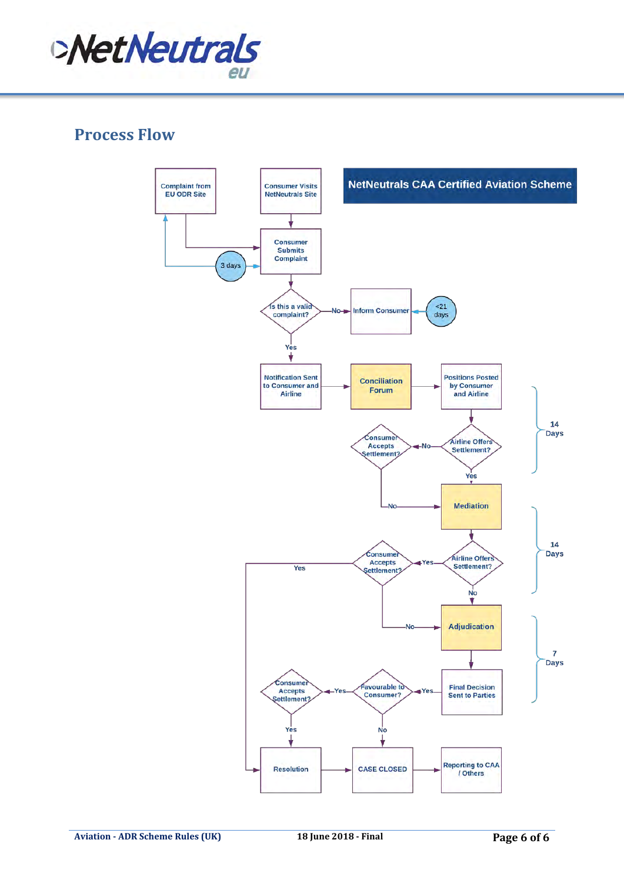# Process Flow

NetNeutrals CAA Certified Aviation Scheme

Complaint from EU ODR Site

Consumer Visits NetNeutrals Site

3 days

Consumer Submits Complaint

Is this a valid complaint?

No

Inform Consumer

<21 days

Yes

Notification Sent to Consumer and Airline

Conciliation Forum

Positions Posted by Consumer and Airline

14 Days

Consumer Accepts Settlement?

No

Airline Offers Settlement?

Yes

No

Mediation

14 Days

Yes

Consumer Accepts Settlement?

Yes

Airline Offers Settlement?

No

No

Adjudication

7 Days

Final Decision Sent to Parties

Consumer Accepts Settlement?

Yes

Favourable to Consumer?

Yes

Yes

No

Resolution

CASE CLOSED

Reporting to CAA / Others